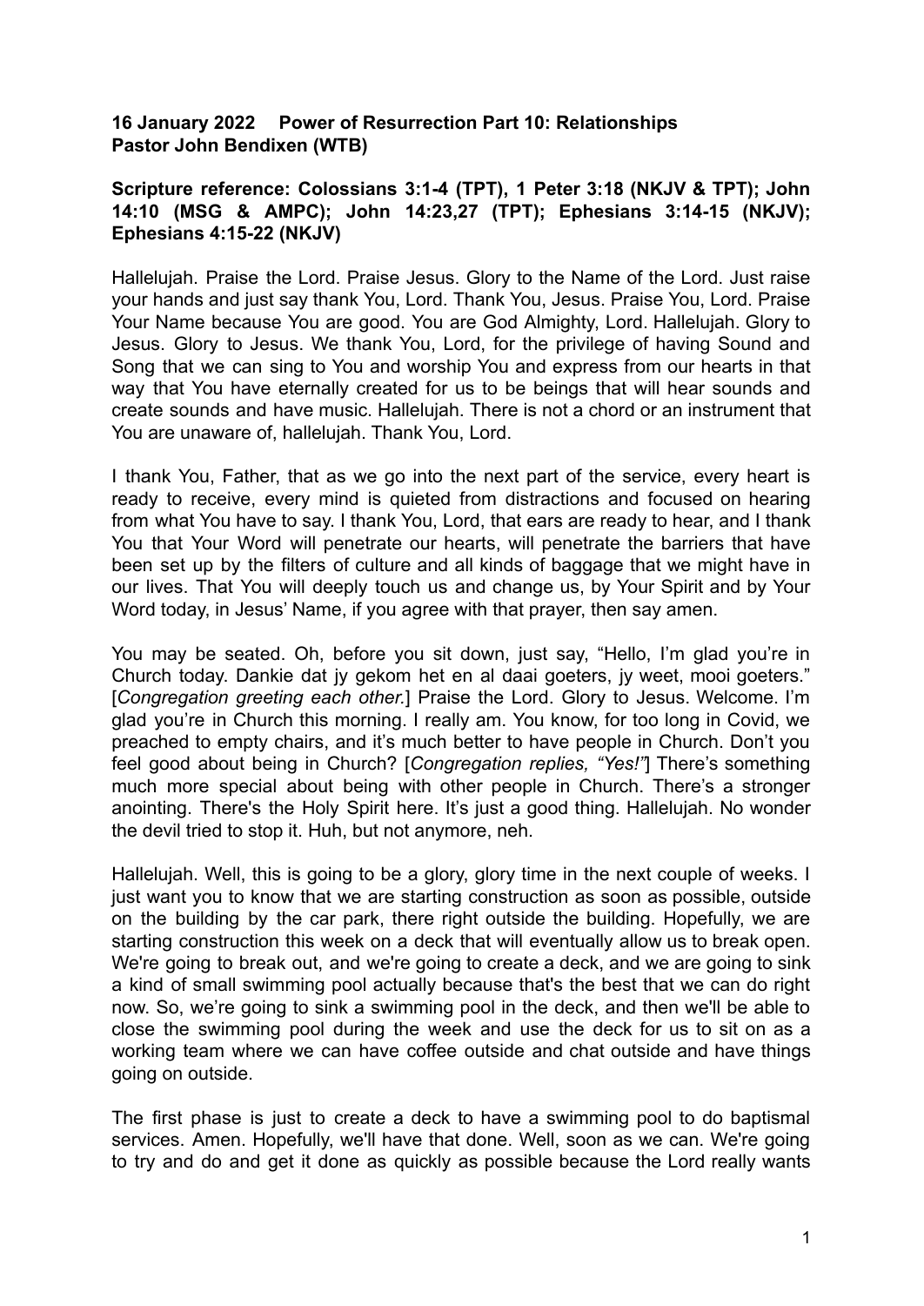**16 January 2022 Power of Resurrection Part 10: Relationships**
**Pastor John Bendixen (WTB)**

**Scripture reference: Colossians 3:1-4 (TPT), 1 Peter 3:18 (NKJV & TPT); John 14:10 (MSG & AMPC); John 14:23,27 (TPT); Ephesians 3:14-15 (NKJV); Ephesians 4:15-22 (NKJV)**

Hallelujah. Praise the Lord. Praise Jesus. Glory to the Name of the Lord. Just raise your hands and just say thank You, Lord. Thank You, Jesus. Praise You, Lord. Praise Your Name because You are good. You are God Almighty, Lord. Hallelujah. Glory to Jesus. Glory to Jesus. We thank You, Lord, for the privilege of having Sound and Song that we can sing to You and worship You and express from our hearts in that way that You have eternally created for us to be beings that will hear sounds and create sounds and have music. Hallelujah. There is not a chord or an instrument that You are unaware of, hallelujah. Thank You, Lord.

I thank You, Father, that as we go into the next part of the service, every heart is ready to receive, every mind is quieted from distractions and focused on hearing from what You have to say. I thank You, Lord, that ears are ready to hear, and I thank You that Your Word will penetrate our hearts, will penetrate the barriers that have been set up by the filters of culture and all kinds of baggage that we might have in our lives. That You will deeply touch us and change us, by Your Spirit and by Your Word today, in Jesus' Name, if you agree with that prayer, then say amen.

You may be seated. Oh, before you sit down, just say, "Hello, I'm glad you're in Church today. Dankie dat jy gekom het en al daai goeters, jy weet, mooi goeters." [*Congregation greeting each other.*] Praise the Lord. Glory to Jesus. Welcome. I'm glad you're in Church this morning. I really am. You know, for too long in Covid, we preached to empty chairs, and it's much better to have people in Church. Don't you feel good about being in Church? [*Congregation replies, "Yes!"*] There's something much more special about being with other people in Church. There's a stronger anointing. There's the Holy Spirit here. It's just a good thing. Hallelujah. No wonder the devil tried to stop it. Huh, but not anymore, neh.

Hallelujah. Well, this is going to be a glory, glory time in the next couple of weeks. I just want you to know that we are starting construction as soon as possible, outside on the building by the car park, there right outside the building. Hopefully, we are starting construction this week on a deck that will eventually allow us to break open. We're going to break out, and we're going to create a deck, and we are going to sink a kind of small swimming pool actually because that's the best that we can do right now. So, we're going to sink a swimming pool in the deck, and then we'll be able to close the swimming pool during the week and use the deck for us to sit on as a working team where we can have coffee outside and chat outside and have things going on outside.

The first phase is just to create a deck to have a swimming pool to do baptismal services. Amen. Hopefully, we'll have that done. Well, soon as we can. We're going to try and do and get it done as quickly as possible because the Lord really wants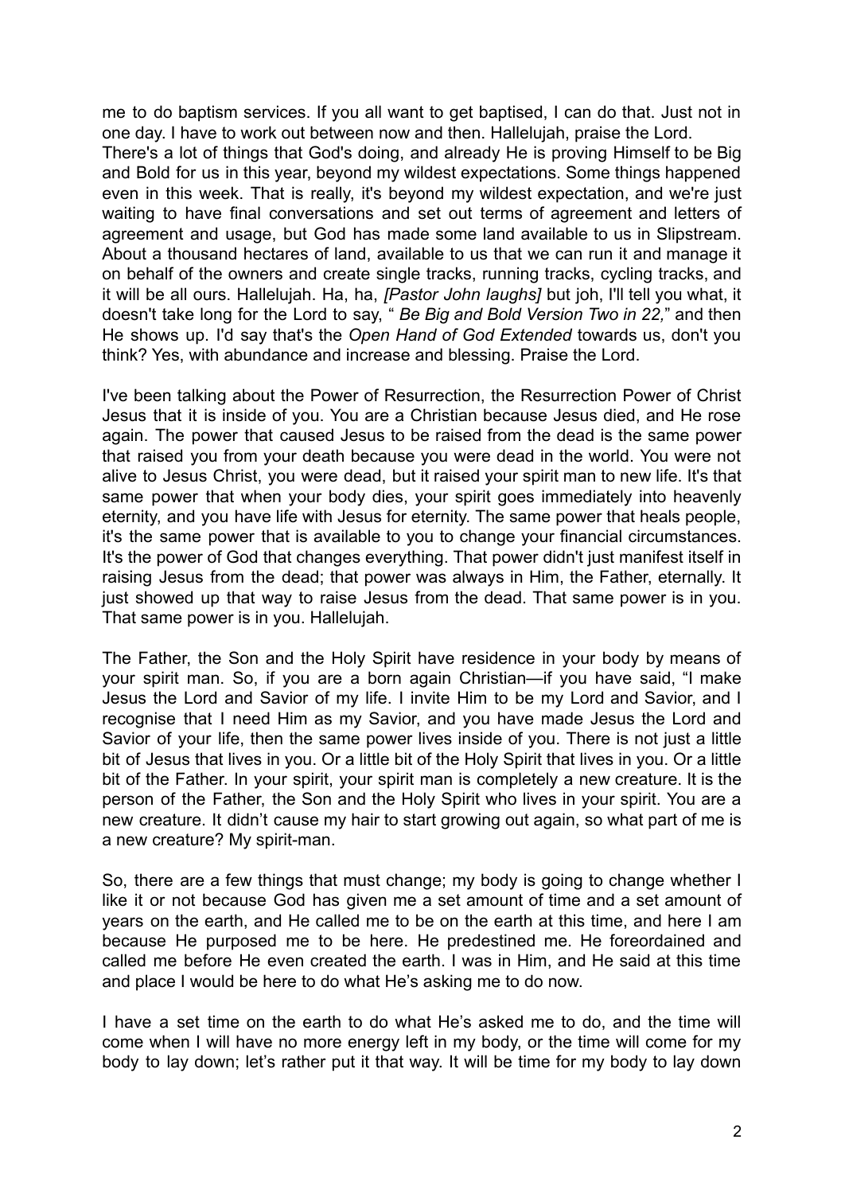me to do baptism services. If you all want to get baptised, I can do that. Just not in one day. I have to work out between now and then. Hallelujah, praise the Lord.
There's a lot of things that God's doing, and already He is proving Himself to be Big and Bold for us in this year, beyond my wildest expectations. Some things happened even in this week. That is really, it's beyond my wildest expectation, and we're just waiting to have final conversations and set out terms of agreement and letters of agreement and usage, but God has made some land available to us in Slipstream. About a thousand hectares of land, available to us that we can run it and manage it on behalf of the owners and create single tracks, running tracks, cycling tracks, and it will be all ours. Hallelujah. Ha, ha, *[Pastor John laughs]* but joh, I'll tell you what, it doesn't take long for the Lord to say, " *Be Big and Bold Version Two in 22,*" and then He shows up. I'd say that's the *Open Hand of God Extended* towards us, don't you think? Yes, with abundance and increase and blessing. Praise the Lord.

I've been talking about the Power of Resurrection, the Resurrection Power of Christ Jesus that it is inside of you. You are a Christian because Jesus died, and He rose again. The power that caused Jesus to be raised from the dead is the same power that raised you from your death because you were dead in the world. You were not alive to Jesus Christ, you were dead, but it raised your spirit man to new life. It's that same power that when your body dies, your spirit goes immediately into heavenly eternity, and you have life with Jesus for eternity. The same power that heals people, it's the same power that is available to you to change your financial circumstances. It's the power of God that changes everything. That power didn't just manifest itself in raising Jesus from the dead; that power was always in Him, the Father, eternally. It just showed up that way to raise Jesus from the dead. That same power is in you. That same power is in you. Hallelujah.

The Father, the Son and the Holy Spirit have residence in your body by means of your spirit man. So, if you are a born again Christian—if you have said, "I make Jesus the Lord and Savior of my life. I invite Him to be my Lord and Savior, and I recognise that I need Him as my Savior, and you have made Jesus the Lord and Savior of your life, then the same power lives inside of you. There is not just a little bit of Jesus that lives in you. Or a little bit of the Holy Spirit that lives in you. Or a little bit of the Father. In your spirit, your spirit man is completely a new creature. It is the person of the Father, the Son and the Holy Spirit who lives in your spirit. You are a new creature. It didn't cause my hair to start growing out again, so what part of me is a new creature? My spirit-man.

So, there are a few things that must change; my body is going to change whether I like it or not because God has given me a set amount of time and a set amount of years on the earth, and He called me to be on the earth at this time, and here I am because He purposed me to be here. He predestined me. He foreordained and called me before He even created the earth. I was in Him, and He said at this time and place I would be here to do what He's asking me to do now.

I have a set time on the earth to do what He's asked me to do, and the time will come when I will have no more energy left in my body, or the time will come for my body to lay down; let's rather put it that way. It will be time for my body to lay down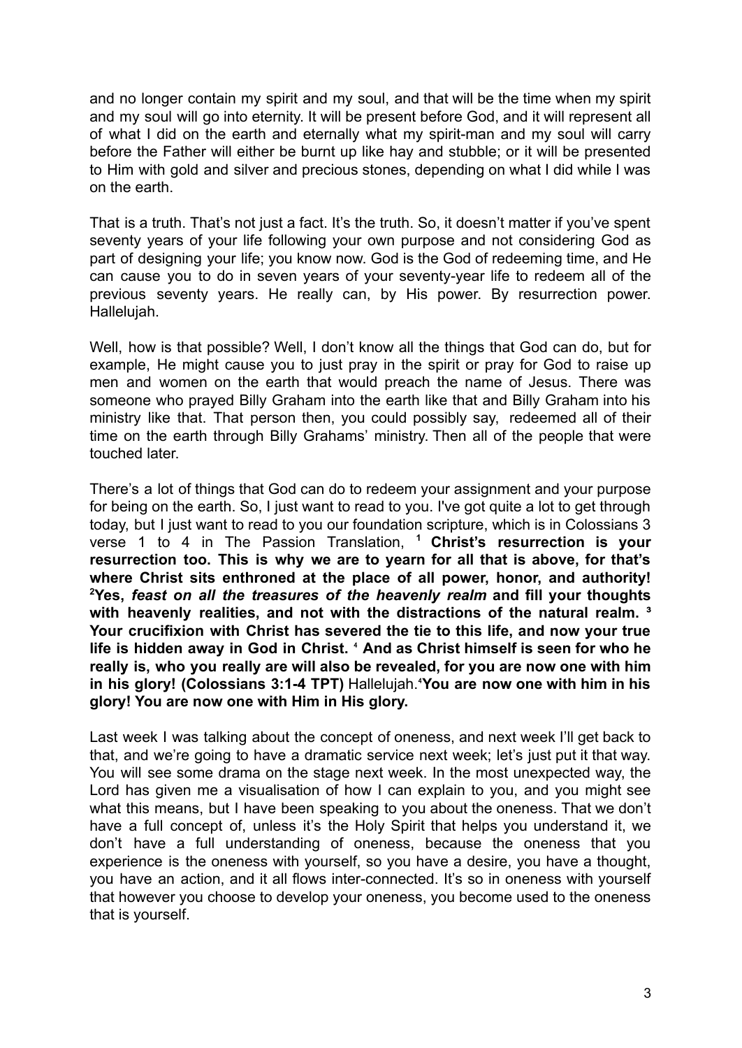and no longer contain my spirit and my soul, and that will be the time when my spirit and my soul will go into eternity. It will be present before God, and it will represent all of what I did on the earth and eternally what my spirit-man and my soul will carry before the Father will either be burnt up like hay and stubble; or it will be presented to Him with gold and silver and precious stones, depending on what I did while I was on the earth.

That is a truth. That's not just a fact. It's the truth. So, it doesn't matter if you've spent seventy years of your life following your own purpose and not considering God as part of designing your life; you know now. God is the God of redeeming time, and He can cause you to do in seven years of your seventy-year life to redeem all of the previous seventy years. He really can, by His power. By resurrection power. Hallelujah.

Well, how is that possible? Well, I don't know all the things that God can do, but for example, He might cause you to just pray in the spirit or pray for God to raise up men and women on the earth that would preach the name of Jesus. There was someone who prayed Billy Graham into the earth like that and Billy Graham into his ministry like that. That person then, you could possibly say, redeemed all of their time on the earth through Billy Grahams' ministry. Then all of the people that were touched later.

There's a lot of things that God can do to redeem your assignment and your purpose for being on the earth. So, I just want to read to you. I've got quite a lot to get through today, but I just want to read to you our foundation scripture, which is in Colossians 3 verse 1 to 4 in The Passion Translation, [1] **Christ's resurrection is your resurrection too. This is why we are to yearn for all that is above, for that's where Christ sits enthroned at the place of all power, honor, and authority!** [2]**Yes,** ***feast on all the treasures of the heavenly realm*** **and fill your thoughts with heavenly realities, and not with the distractions of the natural realm.** [3] **Your crucifixion with Christ has severed the tie to this life, and now your true life is hidden away in God in Christ.** [4] **And as Christ himself is seen for who he really is, who you really are will also be revealed, for you are now one with him in his glory! (Colossians 3:1-4 TPT)** Hallelujah.[4]**You are now one with him in his glory! You are now one with Him in His glory.**

Last week I was talking about the concept of oneness, and next week I'll get back to that, and we're going to have a dramatic service next week; let's just put it that way. You will see some drama on the stage next week. In the most unexpected way, the Lord has given me a visualisation of how I can explain to you, and you might see what this means, but I have been speaking to you about the oneness. That we don't have a full concept of, unless it's the Holy Spirit that helps you understand it, we don't have a full understanding of oneness, because the oneness that you experience is the oneness with yourself, so you have a desire, you have a thought, you have an action, and it all flows inter-connected. It's so in oneness with yourself that however you choose to develop your oneness, you become used to the oneness that is yourself.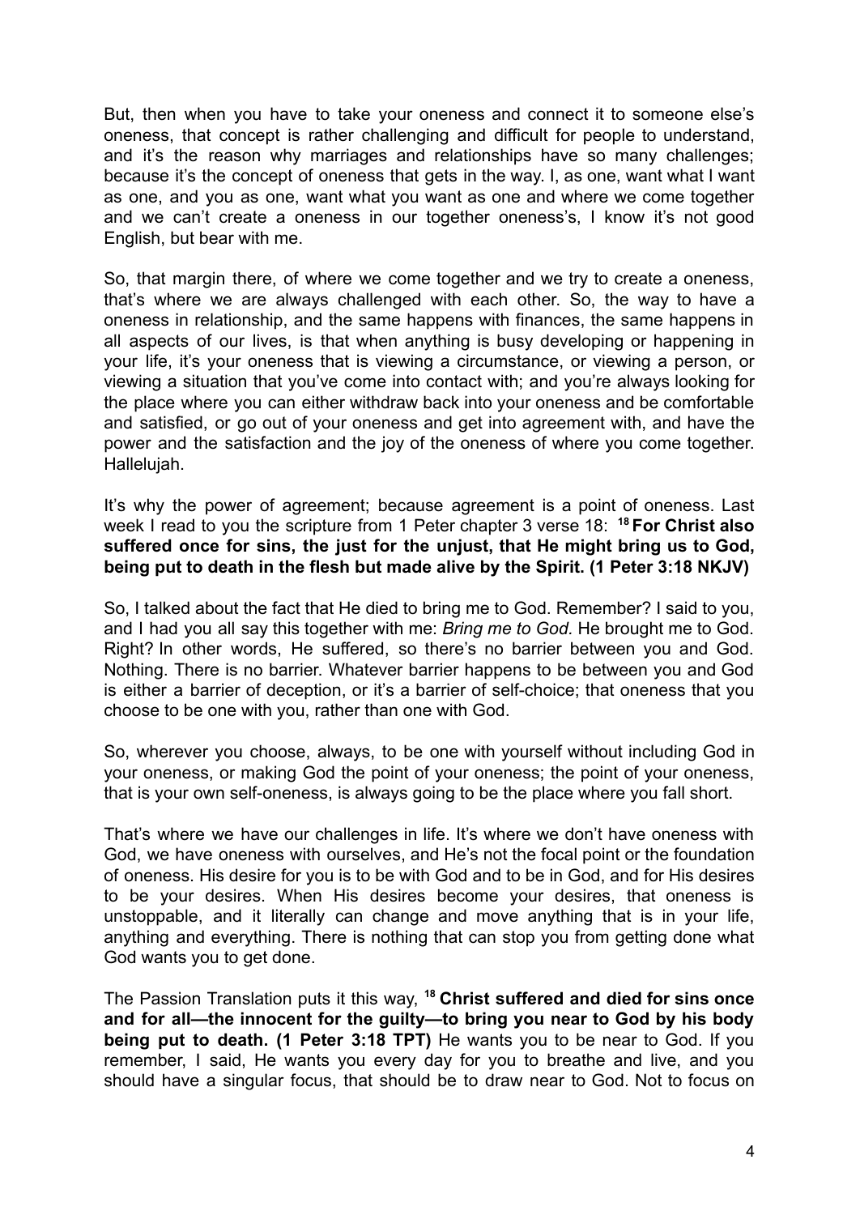But, then when you have to take your oneness and connect it to someone else's oneness, that concept is rather challenging and difficult for people to understand, and it's the reason why marriages and relationships have so many challenges; because it's the concept of oneness that gets in the way. I, as one, want what I want as one, and you as one, want what you want as one and where we come together and we can't create a oneness in our together oneness's, I know it's not good English, but bear with me.

So, that margin there, of where we come together and we try to create a oneness, that's where we are always challenged with each other. So, the way to have a oneness in relationship, and the same happens with finances, the same happens in all aspects of our lives, is that when anything is busy developing or happening in your life, it's your oneness that is viewing a circumstance, or viewing a person, or viewing a situation that you've come into contact with; and you're always looking for the place where you can either withdraw back into your oneness and be comfortable and satisfied, or go out of your oneness and get into agreement with, and have the power and the satisfaction and the joy of the oneness of where you come together. Hallelujah.

It's why the power of agreement; because agreement is a point of oneness. Last week I read to you the scripture from 1 Peter chapter 3 verse 18: **[18] For Christ also suffered once for sins, the just for the unjust, that He might bring us to God, being put to death in the flesh but made alive by the Spirit. (1 Peter 3:18 NKJV)**

So, I talked about the fact that He died to bring me to God. Remember? I said to you, and I had you all say this together with me: *Bring me to God.* He brought me to God. Right? In other words, He suffered, so there's no barrier between you and God. Nothing. There is no barrier. Whatever barrier happens to be between you and God is either a barrier of deception, or it's a barrier of self-choice; that oneness that you choose to be one with you, rather than one with God.

So, wherever you choose, always, to be one with yourself without including God in your oneness, or making God the point of your oneness; the point of your oneness, that is your own self-oneness, is always going to be the place where you fall short.

That's where we have our challenges in life. It's where we don't have oneness with God, we have oneness with ourselves, and He's not the focal point or the foundation of oneness. His desire for you is to be with God and to be in God, and for His desires to be your desires. When His desires become your desires, that oneness is unstoppable, and it literally can change and move anything that is in your life, anything and everything. There is nothing that can stop you from getting done what God wants you to get done.

The Passion Translation puts it this way, **[18] Christ suffered and died for sins once and for all—the innocent for the guilty—to bring you near to God by his body being put to death. (1 Peter 3:18 TPT)** He wants you to be near to God. If you remember, I said, He wants you every day for you to breathe and live, and you should have a singular focus, that should be to draw near to God. Not to focus on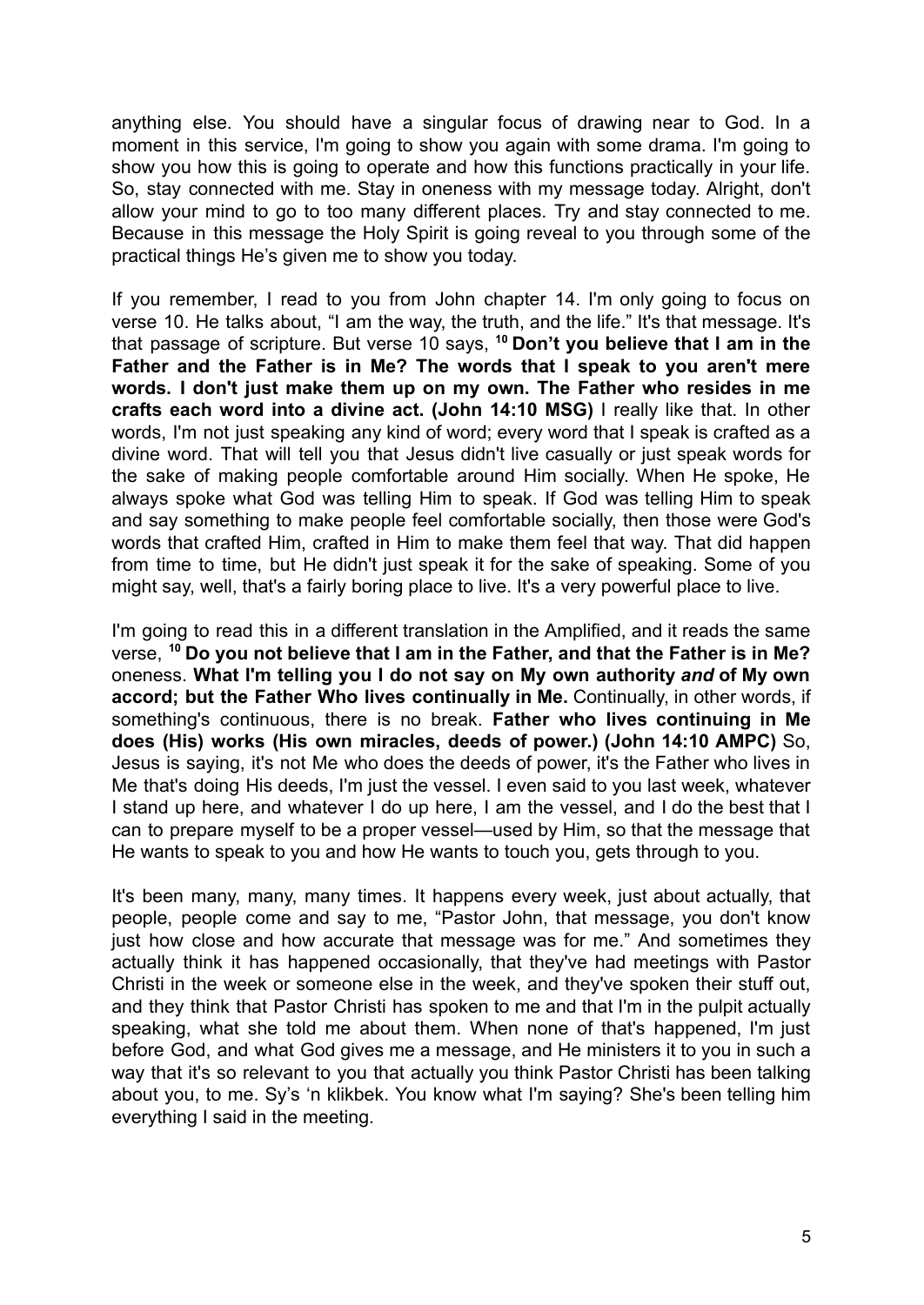anything else. You should have a singular focus of drawing near to God. In a moment in this service, I'm going to show you again with some drama. I'm going to show you how this is going to operate and how this functions practically in your life. So, stay connected with me. Stay in oneness with my message today. Alright, don't allow your mind to go to too many different places. Try and stay connected to me. Because in this message the Holy Spirit is going reveal to you through some of the practical things He's given me to show you today.

If you remember, I read to you from John chapter 14. I'm only going to focus on verse 10. He talks about, "I am the way, the truth, and the life." It's that message. It's that passage of scripture. But verse 10 says, [10] **Don't you believe that I am in the Father and the Father is in Me? The words that I speak to you aren't mere words. I don't just make them up on my own. The Father who resides in me crafts each word into a divine act. (John 14:10 MSG)** I really like that. In other words, I'm not just speaking any kind of word; every word that I speak is crafted as a divine word. That will tell you that Jesus didn't live casually or just speak words for the sake of making people comfortable around Him socially. When He spoke, He always spoke what God was telling Him to speak. If God was telling Him to speak and say something to make people feel comfortable socially, then those were God's words that crafted Him, crafted in Him to make them feel that way. That did happen from time to time, but He didn't just speak it for the sake of speaking. Some of you might say, well, that's a fairly boring place to live. It's a very powerful place to live.

I'm going to read this in a different translation in the Amplified, and it reads the same verse, [10] **Do you not believe that I am in the Father, and that the Father is in Me?** oneness. **What I'm telling you I do not say on My own authority *and* of My own accord; but the Father Who lives continually in Me.** Continually, in other words, if something's continuous, there is no break. **Father who lives continuing in Me does (His) works (His own miracles, deeds of power.) (John 14:10 AMPC)** So, Jesus is saying, it's not Me who does the deeds of power, it's the Father who lives in Me that's doing His deeds, I'm just the vessel. I even said to you last week, whatever I stand up here, and whatever I do up here, I am the vessel, and I do the best that I can to prepare myself to be a proper vessel—used by Him, so that the message that He wants to speak to you and how He wants to touch you, gets through to you.

It's been many, many, many times. It happens every week, just about actually, that people, people come and say to me, "Pastor John, that message, you don't know just how close and how accurate that message was for me." And sometimes they actually think it has happened occasionally, that they've had meetings with Pastor Christi in the week or someone else in the week, and they've spoken their stuff out, and they think that Pastor Christi has spoken to me and that I'm in the pulpit actually speaking, what she told me about them. When none of that's happened, I'm just before God, and what God gives me a message, and He ministers it to you in such a way that it's so relevant to you that actually you think Pastor Christi has been talking about you, to me. Sy's 'n klikbek. You know what I'm saying? She's been telling him everything I said in the meeting.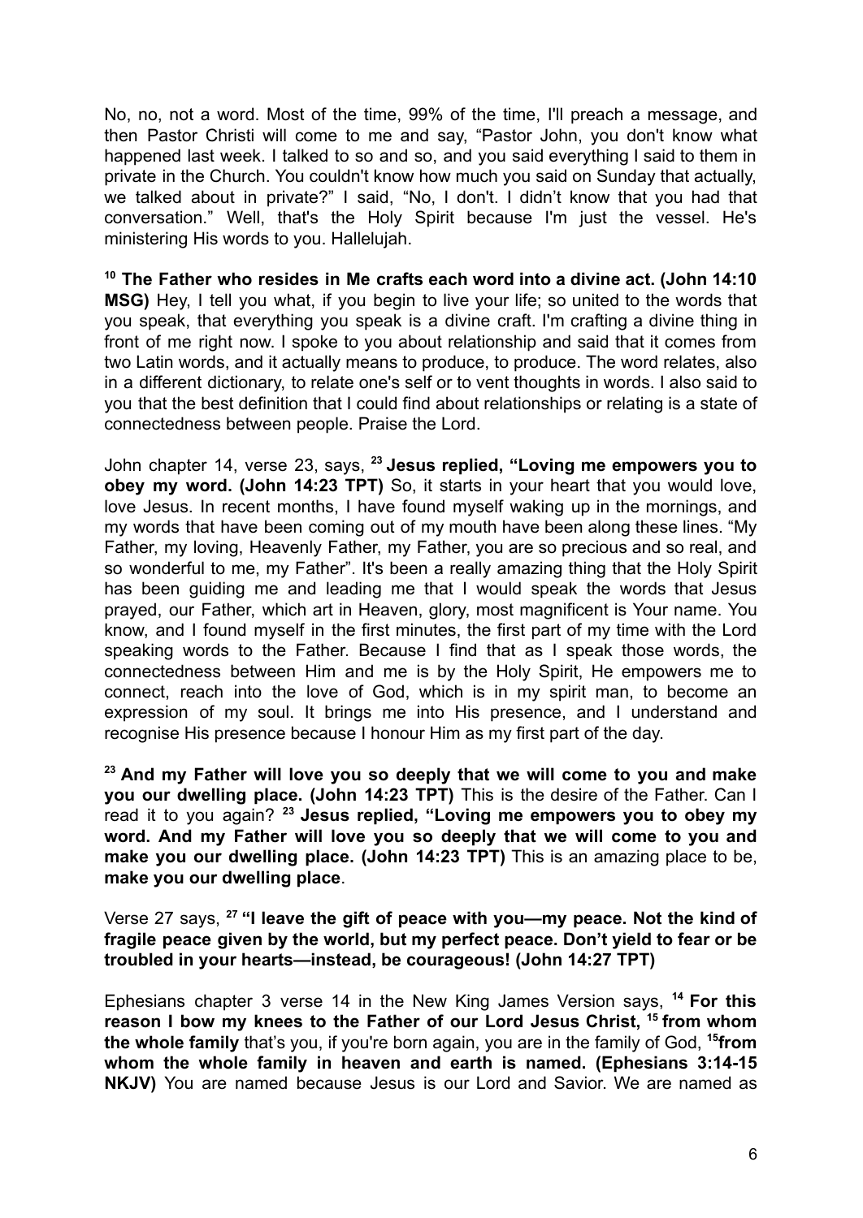No, no, not a word. Most of the time, 99% of the time, I'll preach a message, and then Pastor Christi will come to me and say, "Pastor John, you don't know what happened last week. I talked to so and so, and you said everything I said to them in private in the Church. You couldn't know how much you said on Sunday that actually, we talked about in private?" I said, "No, I don't. I didn't know that you had that conversation." Well, that's the Holy Spirit because I'm just the vessel. He's ministering His words to you. Hallelujah.

**[10] The Father who resides in Me crafts each word into a divine act. (John 14:10 MSG)** Hey, I tell you what, if you begin to live your life; so united to the words that you speak, that everything you speak is a divine craft. I'm crafting a divine thing in front of me right now. I spoke to you about relationship and said that it comes from two Latin words, and it actually means to produce, to produce. The word relates, also in a different dictionary, to relate one's self or to vent thoughts in words. I also said to you that the best definition that I could find about relationships or relating is a state of connectedness between people. Praise the Lord.

John chapter 14, verse 23, says, **[23] Jesus replied, "Loving me empowers you to obey my word. (John 14:23 TPT)** So, it starts in your heart that you would love, love Jesus. In recent months, I have found myself waking up in the mornings, and my words that have been coming out of my mouth have been along these lines. "My Father, my loving, Heavenly Father, my Father, you are so precious and so real, and so wonderful to me, my Father". It's been a really amazing thing that the Holy Spirit has been guiding me and leading me that I would speak the words that Jesus prayed, our Father, which art in Heaven, glory, most magnificent is Your name. You know, and I found myself in the first minutes, the first part of my time with the Lord speaking words to the Father. Because I find that as I speak those words, the connectedness between Him and me is by the Holy Spirit, He empowers me to connect, reach into the love of God, which is in my spirit man, to become an expression of my soul. It brings me into His presence, and I understand and recognise His presence because I honour Him as my first part of the day.

**[23] And my Father will love you so deeply that we will come to you and make you our dwelling place. (John 14:23 TPT)** This is the desire of the Father. Can I read it to you again? **[23] Jesus replied, "Loving me empowers you to obey my word. And my Father will love you so deeply that we will come to you and make you our dwelling place. (John 14:23 TPT)** This is an amazing place to be, **make you our dwelling place**.

Verse 27 says, **[27] "I leave the gift of peace with you—my peace. Not the kind of fragile peace given by the world, but my perfect peace. Don't yield to fear or be troubled in your hearts—instead, be courageous! (John 14:27 TPT)**

Ephesians chapter 3 verse 14 in the New King James Version says, **[14] For this reason I bow my knees to the Father of our Lord Jesus Christ, [15] from whom the whole family** that's you, if you're born again, you are in the family of God, **[15]from whom the whole family in heaven and earth is named. (Ephesians 3:14-15 NKJV)** You are named because Jesus is our Lord and Savior. We are named as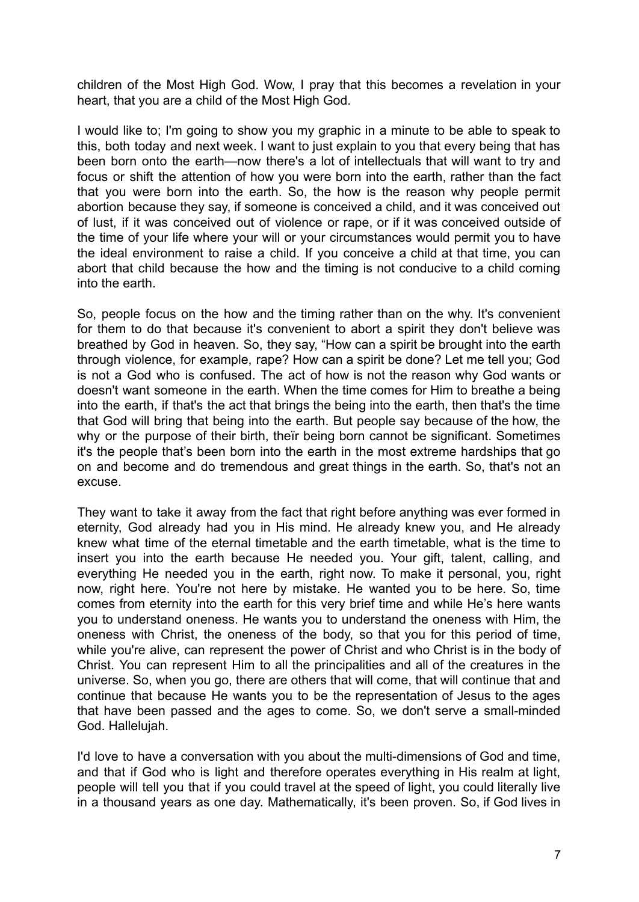children of the Most High God. Wow, I pray that this becomes a revelation in your heart, that you are a child of the Most High God.

I would like to; I'm going to show you my graphic in a minute to be able to speak to this, both today and next week. I want to just explain to you that every being that has been born onto the earth—now there's a lot of intellectuals that will want to try and focus or shift the attention of how you were born into the earth, rather than the fact that you were born into the earth. So, the how is the reason why people permit abortion because they say, if someone is conceived a child, and it was conceived out of lust, if it was conceived out of violence or rape, or if it was conceived outside of the time of your life where your will or your circumstances would permit you to have the ideal environment to raise a child. If you conceive a child at that time, you can abort that child because the how and the timing is not conducive to a child coming into the earth.

So, people focus on the how and the timing rather than on the why. It's convenient for them to do that because it's convenient to abort a spirit they don't believe was breathed by God in heaven. So, they say, "How can a spirit be brought into the earth through violence, for example, rape? How can a spirit be done? Let me tell you; God is not a God who is confused. The act of how is not the reason why God wants or doesn't want someone in the earth. When the time comes for Him to breathe a being into the earth, if that's the act that brings the being into the earth, then that's the time that God will bring that being into the earth. But people say because of the how, the why or the purpose of their birth, theïr being born cannot be significant. Sometimes it's the people that's been born into the earth in the most extreme hardships that go on and become and do tremendous and great things in the earth. So, that's not an excuse.

They want to take it away from the fact that right before anything was ever formed in eternity, God already had you in His mind. He already knew you, and He already knew what time of the eternal timetable and the earth timetable, what is the time to insert you into the earth because He needed you. Your gift, talent, calling, and everything He needed you in the earth, right now. To make it personal, you, right now, right here. You're not here by mistake. He wanted you to be here. So, time comes from eternity into the earth for this very brief time and while He's here wants you to understand oneness. He wants you to understand the oneness with Him, the oneness with Christ, the oneness of the body, so that you for this period of time, while you're alive, can represent the power of Christ and who Christ is in the body of Christ. You can represent Him to all the principalities and all of the creatures in the universe. So, when you go, there are others that will come, that will continue that and continue that because He wants you to be the representation of Jesus to the ages that have been passed and the ages to come. So, we don't serve a small-minded God. Hallelujah.

I'd love to have a conversation with you about the multi-dimensions of God and time, and that if God who is light and therefore operates everything in His realm at light, people will tell you that if you could travel at the speed of light, you could literally live in a thousand years as one day. Mathematically, it's been proven. So, if God lives in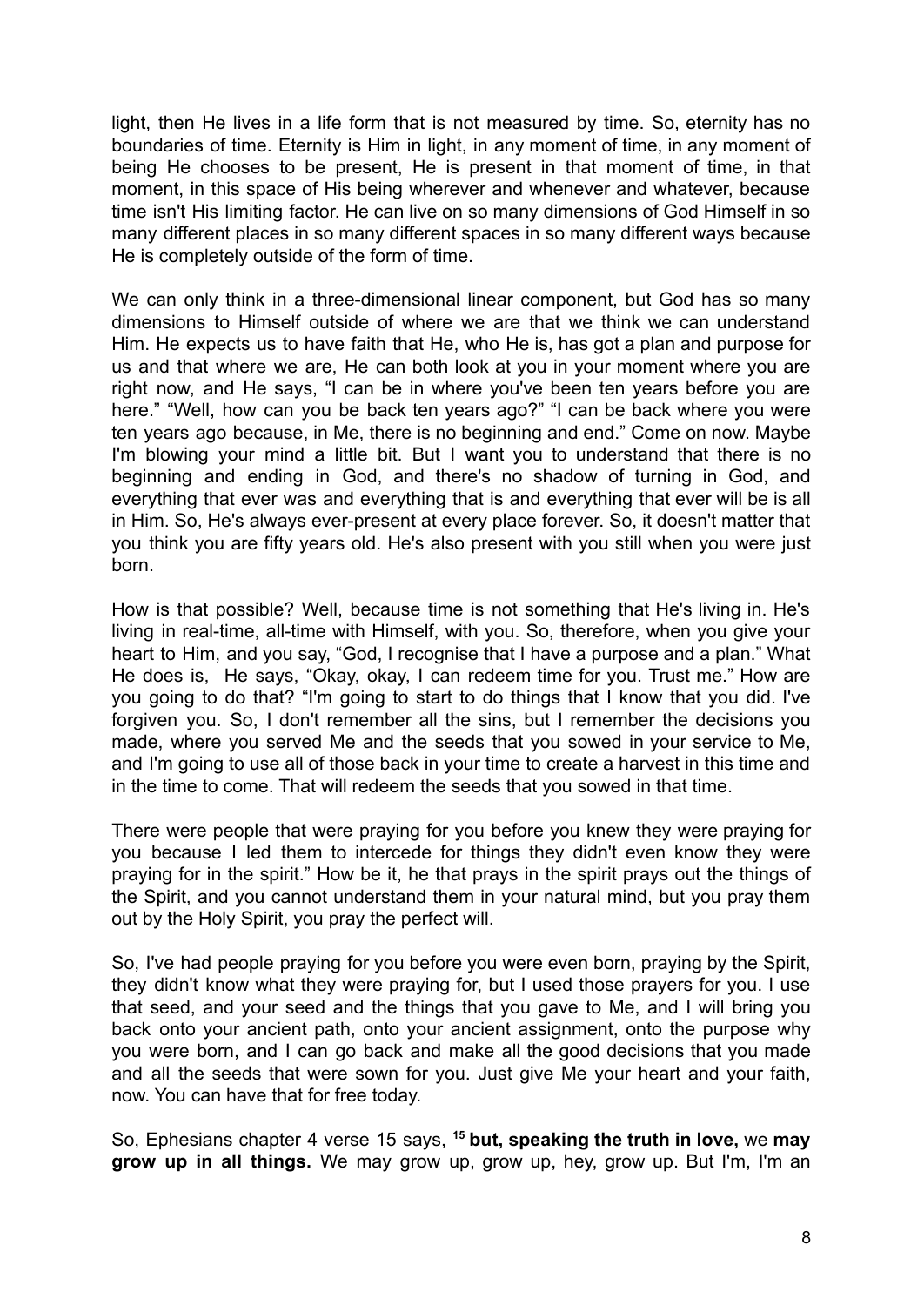light, then He lives in a life form that is not measured by time. So, eternity has no boundaries of time. Eternity is Him in light, in any moment of time, in any moment of being He chooses to be present, He is present in that moment of time, in that moment, in this space of His being wherever and whenever and whatever, because time isn't His limiting factor. He can live on so many dimensions of God Himself in so many different places in so many different spaces in so many different ways because He is completely outside of the form of time.

We can only think in a three-dimensional linear component, but God has so many dimensions to Himself outside of where we are that we think we can understand Him. He expects us to have faith that He, who He is, has got a plan and purpose for us and that where we are, He can both look at you in your moment where you are right now, and He says, "I can be in where you've been ten years before you are here." "Well, how can you be back ten years ago?" "I can be back where you were ten years ago because, in Me, there is no beginning and end." Come on now. Maybe I'm blowing your mind a little bit. But I want you to understand that there is no beginning and ending in God, and there's no shadow of turning in God, and everything that ever was and everything that is and everything that ever will be is all in Him. So, He's always ever-present at every place forever. So, it doesn't matter that you think you are fifty years old. He's also present with you still when you were just born.

How is that possible? Well, because time is not something that He's living in. He's living in real-time, all-time with Himself, with you. So, therefore, when you give your heart to Him, and you say, "God, I recognise that I have a purpose and a plan." What He does is, He says, "Okay, okay, I can redeem time for you. Trust me." How are you going to do that? "I'm going to start to do things that I know that you did. I've forgiven you. So, I don't remember all the sins, but I remember the decisions you made, where you served Me and the seeds that you sowed in your service to Me, and I'm going to use all of those back in your time to create a harvest in this time and in the time to come. That will redeem the seeds that you sowed in that time.

There were people that were praying for you before you knew they were praying for you because I led them to intercede for things they didn't even know they were praying for in the spirit." How be it, he that prays in the spirit prays out the things of the Spirit, and you cannot understand them in your natural mind, but you pray them out by the Holy Spirit, you pray the perfect will.

So, I've had people praying for you before you were even born, praying by the Spirit, they didn't know what they were praying for, but I used those prayers for you. I use that seed, and your seed and the things that you gave to Me, and I will bring you back onto your ancient path, onto your ancient assignment, onto the purpose why you were born, and I can go back and make all the good decisions that you made and all the seeds that were sown for you. Just give Me your heart and your faith, now. You can have that for free today.

So, Ephesians chapter 4 verse 15 says, **[15] but, speaking the truth in love,** we **may grow up in all things.** We may grow up, grow up, hey, grow up. But I'm, I'm an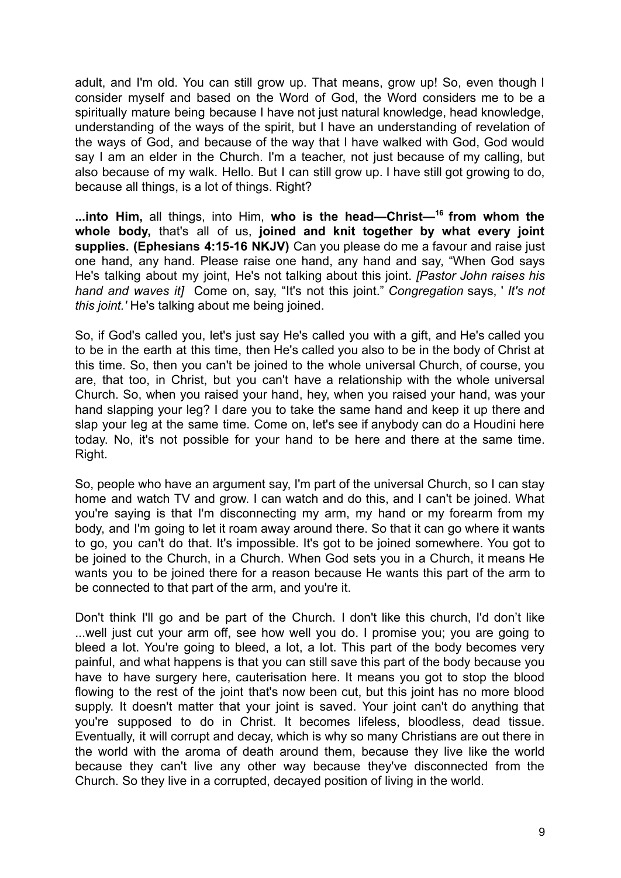adult, and I'm old. You can still grow up. That means, grow up! So, even though I consider myself and based on the Word of God, the Word considers me to be a spiritually mature being because I have not just natural knowledge, head knowledge, understanding of the ways of the spirit, but I have an understanding of revelation of the ways of God, and because of the way that I have walked with God, God would say I am an elder in the Church. I'm a teacher, not just because of my calling, but also because of my walk. Hello. But I can still grow up. I have still got growing to do, because all things, is a lot of things. Right?

**...into Him,** all things, into Him, **who is the head—Christ—[16] from whom the whole body,** that's all of us, **joined and knit together by what every joint supplies. (Ephesians 4:15-16 NKJV)** Can you please do me a favour and raise just one hand, any hand. Please raise one hand, any hand and say, "When God says He's talking about my joint, He's not talking about this joint. *[Pastor John raises his hand and waves it]* Come on, say, "It's not this joint." *Congregation* says, ' *It's not this joint.'* He's talking about me being joined.

So, if God's called you, let's just say He's called you with a gift, and He's called you to be in the earth at this time, then He's called you also to be in the body of Christ at this time. So, then you can't be joined to the whole universal Church, of course, you are, that too, in Christ, but you can't have a relationship with the whole universal Church. So, when you raised your hand, hey, when you raised your hand, was your hand slapping your leg? I dare you to take the same hand and keep it up there and slap your leg at the same time. Come on, let's see if anybody can do a Houdini here today. No, it's not possible for your hand to be here and there at the same time. Right.

So, people who have an argument say, I'm part of the universal Church, so I can stay home and watch TV and grow. I can watch and do this, and I can't be joined. What you're saying is that I'm disconnecting my arm, my hand or my forearm from my body, and I'm going to let it roam away around there. So that it can go where it wants to go, you can't do that. It's impossible. It's got to be joined somewhere. You got to be joined to the Church, in a Church. When God sets you in a Church, it means He wants you to be joined there for a reason because He wants this part of the arm to be connected to that part of the arm, and you're it.

Don't think I'll go and be part of the Church. I don't like this church, I'd don't like ...well just cut your arm off, see how well you do. I promise you; you are going to bleed a lot. You're going to bleed, a lot, a lot. This part of the body becomes very painful, and what happens is that you can still save this part of the body because you have to have surgery here, cauterisation here. It means you got to stop the blood flowing to the rest of the joint that's now been cut, but this joint has no more blood supply. It doesn't matter that your joint is saved. Your joint can't do anything that you're supposed to do in Christ. It becomes lifeless, bloodless, dead tissue. Eventually, it will corrupt and decay, which is why so many Christians are out there in the world with the aroma of death around them, because they live like the world because they can't live any other way because they've disconnected from the Church. So they live in a corrupted, decayed position of living in the world.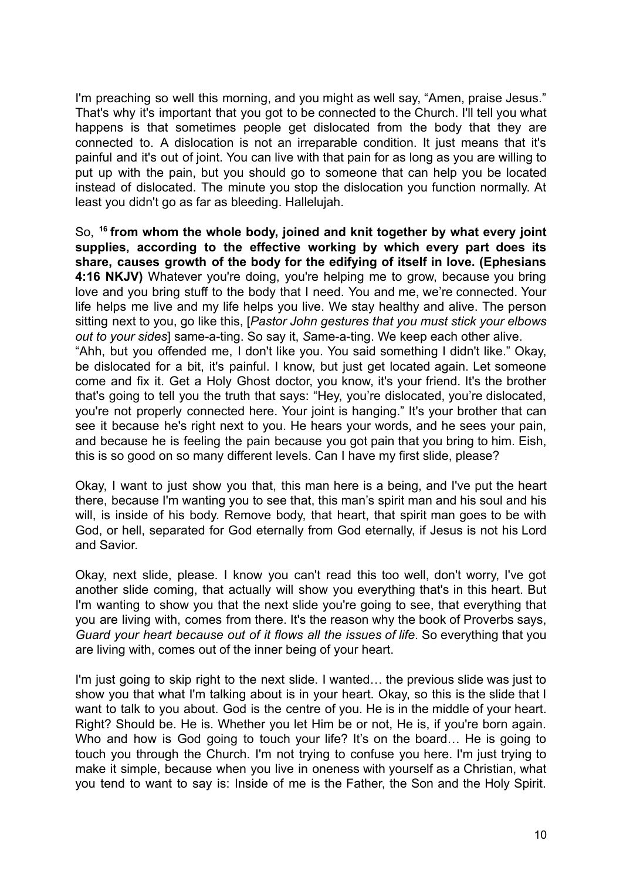I'm preaching so well this morning, and you might as well say, "Amen, praise Jesus." That's why it's important that you got to be connected to the Church. I'll tell you what happens is that sometimes people get dislocated from the body that they are connected to. A dislocation is not an irreparable condition. It just means that it's painful and it's out of joint. You can live with that pain for as long as you are willing to put up with the pain, but you should go to someone that can help you be located instead of dislocated. The minute you stop the dislocation you function normally. At least you didn't go as far as bleeding. Hallelujah.

So, **[16] from whom the whole body, joined and knit together by what every joint supplies, according to the effective working by which every part does its share, causes growth of the body for the edifying of itself in love. (Ephesians 4:16 NKJV)** Whatever you're doing, you're helping me to grow, because you bring love and you bring stuff to the body that I need. You and me, we're connected. Your life helps me live and my life helps you live. We stay healthy and alive. The person sitting next to you, go like this, [*Pastor John gestures that you must stick your elbows out to your sides*] same-a-ting. So say it, *S*ame-a-ting. We keep each other alive.
"Ahh, but you offended me, I don't like you. You said something I didn't like." Okay, be dislocated for a bit, it's painful. I know, but just get located again. Let someone come and fix it. Get a Holy Ghost doctor, you know, it's your friend. It's the brother that's going to tell you the truth that says: "Hey, you're dislocated, you're dislocated, you're not properly connected here. Your joint is hanging." It's your brother that can see it because he's right next to you. He hears your words, and he sees your pain, and because he is feeling the pain because you got pain that you bring to him. Eish, this is so good on so many different levels. Can I have my first slide, please?

Okay, I want to just show you that, this man here is a being, and I've put the heart there, because I'm wanting you to see that, this man's spirit man and his soul and his will, is inside of his body. Remove body, that heart, that spirit man goes to be with God, or hell, separated for God eternally from God eternally, if Jesus is not his Lord and Savior.

Okay, next slide, please. I know you can't read this too well, don't worry, I've got another slide coming, that actually will show you everything that's in this heart. But I'm wanting to show you that the next slide you're going to see, that everything that you are living with, comes from there. It's the reason why the book of Proverbs says, *Guard your heart because out of it flows all the issues of life*. So everything that you are living with, comes out of the inner being of your heart.

I'm just going to skip right to the next slide. I wanted… the previous slide was just to show you that what I'm talking about is in your heart. Okay, so this is the slide that I want to talk to you about. God is the centre of you. He is in the middle of your heart. Right? Should be. He is. Whether you let Him be or not, He is, if you're born again. Who and how is God going to touch your life? It's on the board… He is going to touch you through the Church. I'm not trying to confuse you here. I'm just trying to make it simple, because when you live in oneness with yourself as a Christian, what you tend to want to say is: Inside of me is the Father, the Son and the Holy Spirit.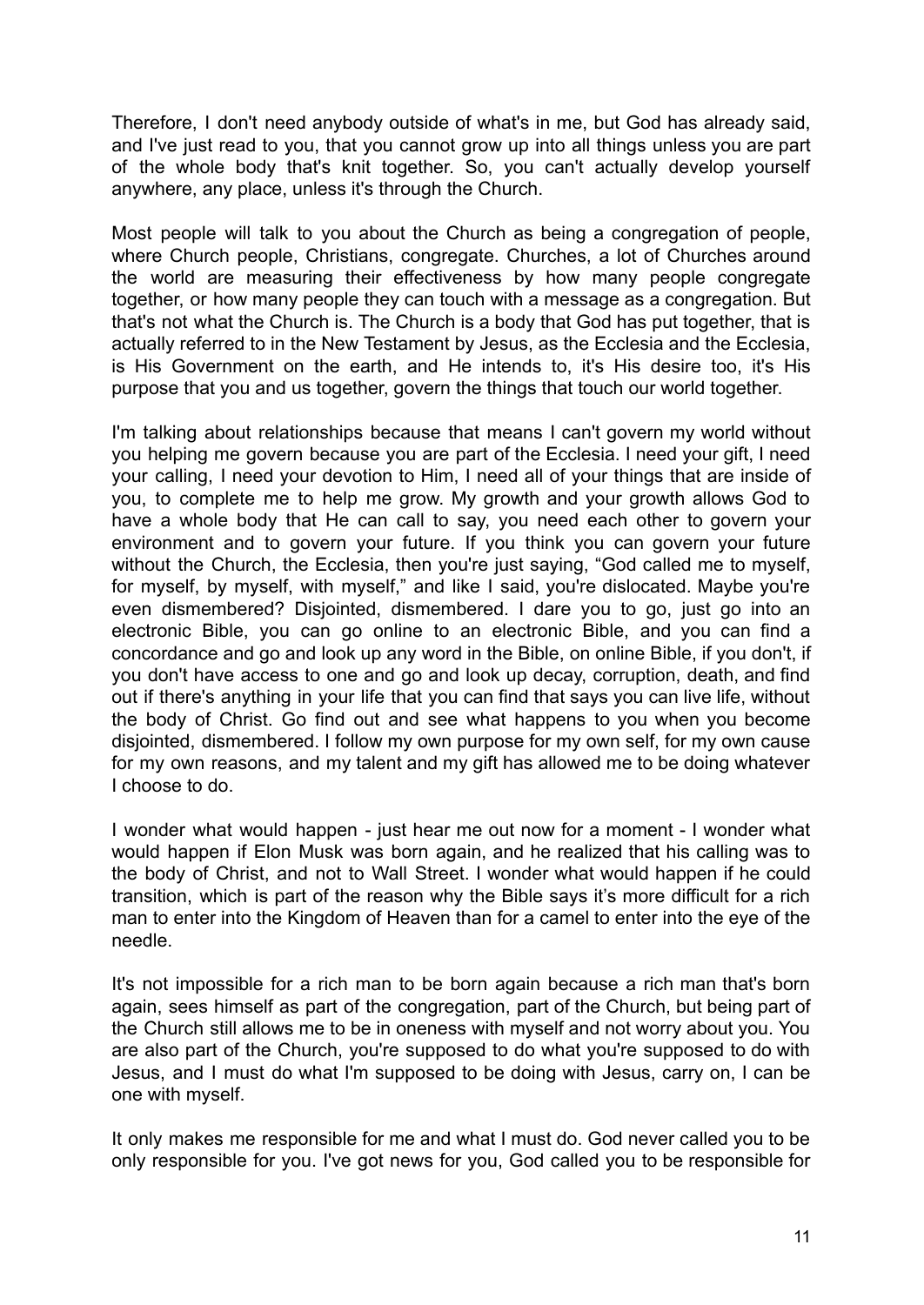Therefore, I don't need anybody outside of what's in me, but God has already said, and I've just read to you, that you cannot grow up into all things unless you are part of the whole body that's knit together. So, you can't actually develop yourself anywhere, any place, unless it's through the Church.

Most people will talk to you about the Church as being a congregation of people, where Church people, Christians, congregate. Churches, a lot of Churches around the world are measuring their effectiveness by how many people congregate together, or how many people they can touch with a message as a congregation. But that's not what the Church is. The Church is a body that God has put together, that is actually referred to in the New Testament by Jesus, as the Ecclesia and the Ecclesia, is His Government on the earth, and He intends to, it's His desire too, it's His purpose that you and us together, govern the things that touch our world together.

I'm talking about relationships because that means I can't govern my world without you helping me govern because you are part of the Ecclesia. I need your gift, I need your calling, I need your devotion to Him, I need all of your things that are inside of you, to complete me to help me grow. My growth and your growth allows God to have a whole body that He can call to say, you need each other to govern your environment and to govern your future. If you think you can govern your future without the Church, the Ecclesia, then you're just saying, "God called me to myself, for myself, by myself, with myself," and like I said, you're dislocated. Maybe you're even dismembered? Disjointed, dismembered. I dare you to go, just go into an electronic Bible, you can go online to an electronic Bible, and you can find a concordance and go and look up any word in the Bible, on online Bible, if you don't, if you don't have access to one and go and look up decay, corruption, death, and find out if there's anything in your life that you can find that says you can live life, without the body of Christ. Go find out and see what happens to you when you become disjointed, dismembered. I follow my own purpose for my own self, for my own cause for my own reasons, and my talent and my gift has allowed me to be doing whatever I choose to do.

I wonder what would happen - just hear me out now for a moment - I wonder what would happen if Elon Musk was born again, and he realized that his calling was to the body of Christ, and not to Wall Street. I wonder what would happen if he could transition, which is part of the reason why the Bible says it's more difficult for a rich man to enter into the Kingdom of Heaven than for a camel to enter into the eye of the needle.

It's not impossible for a rich man to be born again because a rich man that's born again, sees himself as part of the congregation, part of the Church, but being part of the Church still allows me to be in oneness with myself and not worry about you. You are also part of the Church, you're supposed to do what you're supposed to do with Jesus, and I must do what I'm supposed to be doing with Jesus, carry on, I can be one with myself.

It only makes me responsible for me and what I must do. God never called you to be only responsible for you. I've got news for you, God called you to be responsible for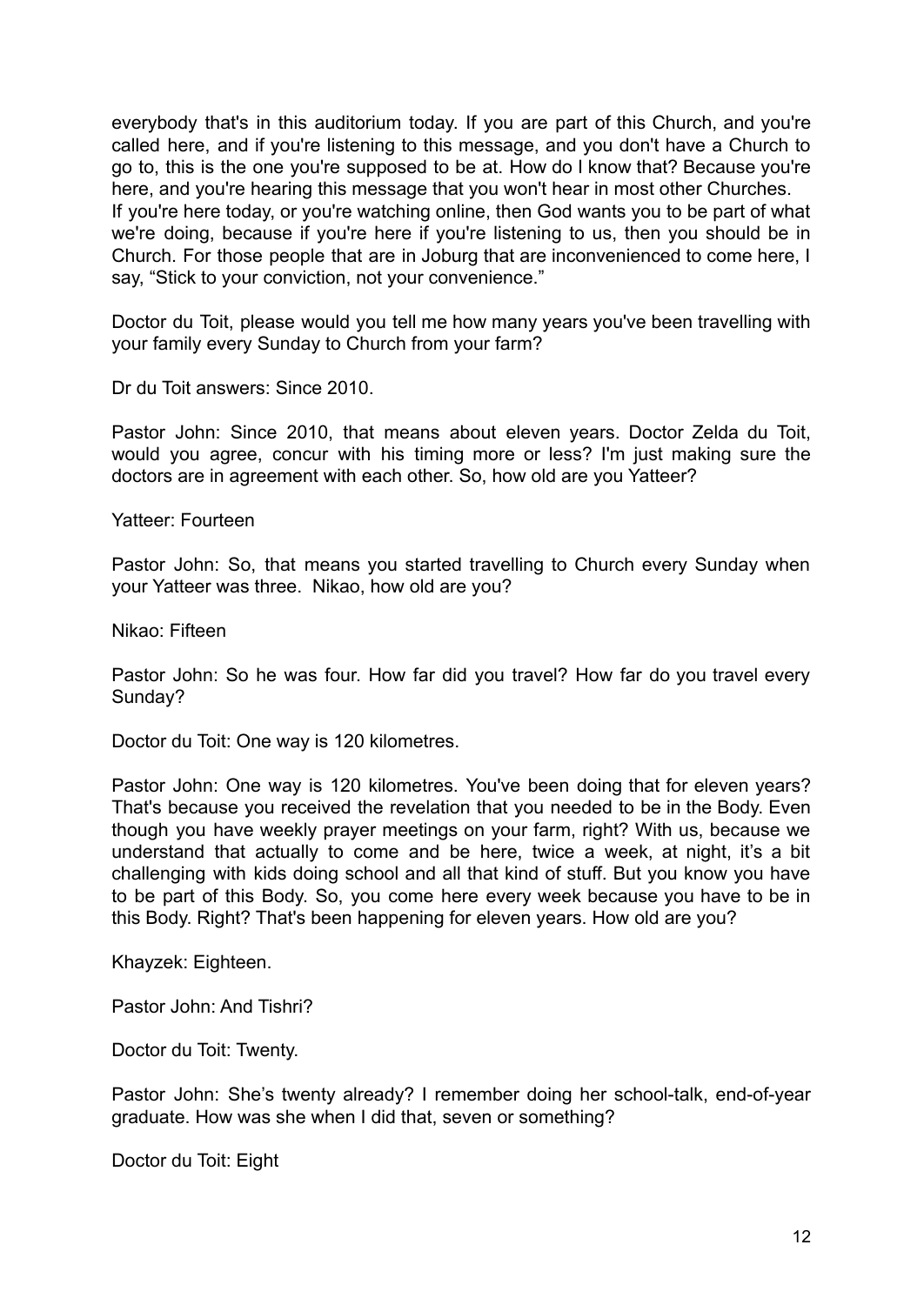everybody that's in this auditorium today. If you are part of this Church, and you're called here, and if you're listening to this message, and you don't have a Church to go to, this is the one you're supposed to be at. How do I know that? Because you're here, and you're hearing this message that you won't hear in most other Churches.
If you're here today, or you're watching online, then God wants you to be part of what we're doing, because if you're here if you're listening to us, then you should be in Church. For those people that are in Joburg that are inconvenienced to come here, I say, "Stick to your conviction, not your convenience."

Doctor du Toit, please would you tell me how many years you've been travelling with your family every Sunday to Church from your farm?

Dr du Toit answers: Since 2010.

Pastor John: Since 2010, that means about eleven years. Doctor Zelda du Toit, would you agree, concur with his timing more or less? I'm just making sure the doctors are in agreement with each other. So, how old are you Yatteer?

Yatteer: Fourteen

Pastor John: So, that means you started travelling to Church every Sunday when your Yatteer was three. Nikao, how old are you?

Nikao: Fifteen

Pastor John: So he was four. How far did you travel? How far do you travel every Sunday?

Doctor du Toit: One way is 120 kilometres.

Pastor John: One way is 120 kilometres. You've been doing that for eleven years? That's because you received the revelation that you needed to be in the Body. Even though you have weekly prayer meetings on your farm, right? With us, because we understand that actually to come and be here, twice a week, at night, it's a bit challenging with kids doing school and all that kind of stuff. But you know you have to be part of this Body. So, you come here every week because you have to be in this Body. Right? That's been happening for eleven years. How old are you?

Khayzek: Eighteen.

Pastor John: And Tishri?

Doctor du Toit: Twenty.

Pastor John: She's twenty already? I remember doing her school-talk, end-of-year graduate. How was she when I did that, seven or something?

Doctor du Toit: Eight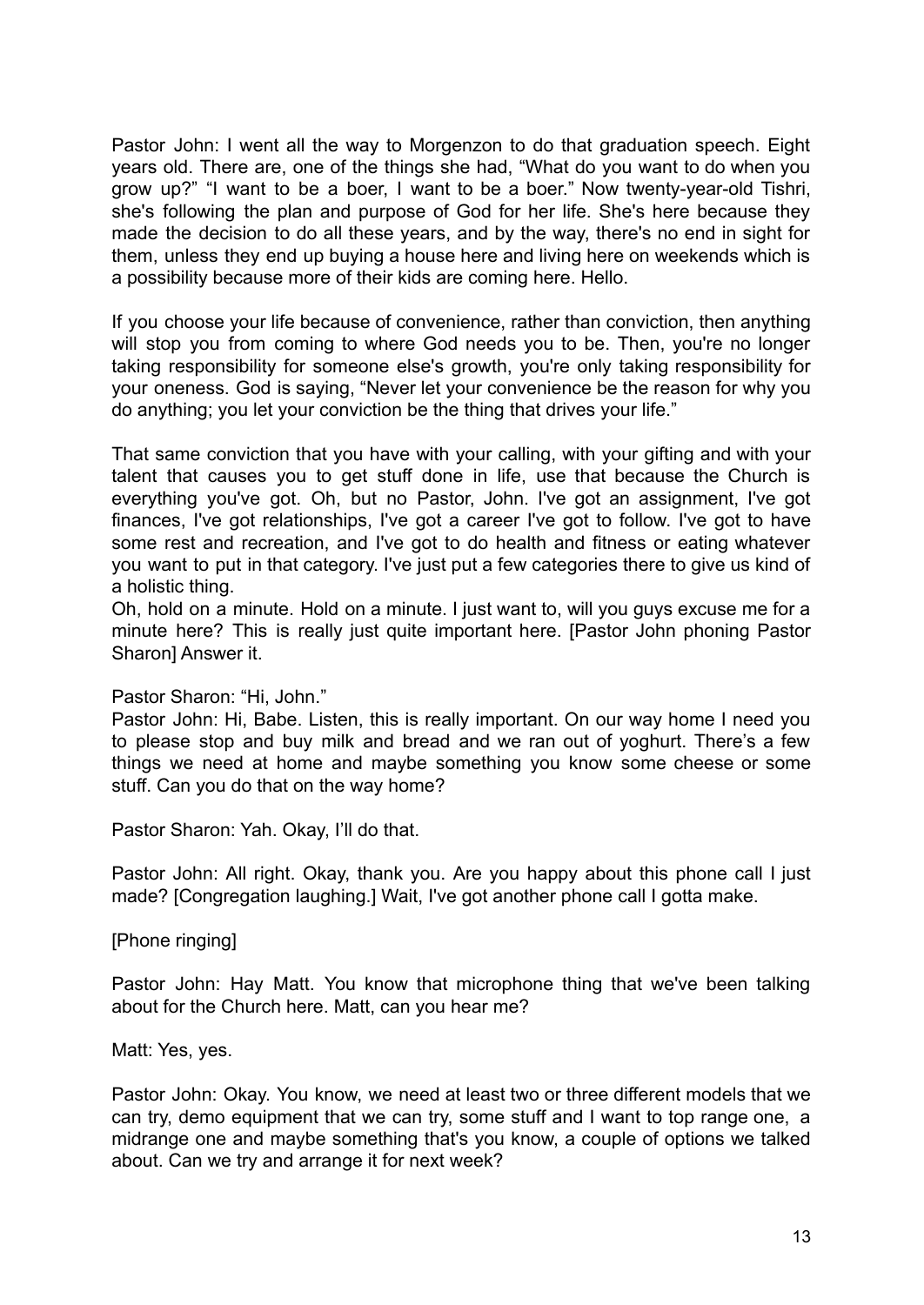Pastor John: I went all the way to Morgenzon to do that graduation speech. Eight years old. There are, one of the things she had, "What do you want to do when you grow up?" "I want to be a boer, I want to be a boer." Now twenty-year-old Tishri, she's following the plan and purpose of God for her life. She's here because they made the decision to do all these years, and by the way, there's no end in sight for them, unless they end up buying a house here and living here on weekends which is a possibility because more of their kids are coming here. Hello.

If you choose your life because of convenience, rather than conviction, then anything will stop you from coming to where God needs you to be. Then, you're no longer taking responsibility for someone else's growth, you're only taking responsibility for your oneness. God is saying, "Never let your convenience be the reason for why you do anything; you let your conviction be the thing that drives your life."

That same conviction that you have with your calling, with your gifting and with your talent that causes you to get stuff done in life, use that because the Church is everything you've got. Oh, but no Pastor, John. I've got an assignment, I've got finances, I've got relationships, I've got a career I've got to follow. I've got to have some rest and recreation, and I've got to do health and fitness or eating whatever you want to put in that category. I've just put a few categories there to give us kind of a holistic thing.

Oh, hold on a minute. Hold on a minute. I just want to, will you guys excuse me for a minute here? This is really just quite important here. [Pastor John phoning Pastor Sharon] Answer it.

Pastor Sharon: "Hi, John."

Pastor John: Hi, Babe. Listen, this is really important. On our way home I need you to please stop and buy milk and bread and we ran out of yoghurt. There's a few things we need at home and maybe something you know some cheese or some stuff. Can you do that on the way home?

Pastor Sharon: Yah. Okay, I'll do that.

Pastor John: All right. Okay, thank you. Are you happy about this phone call I just made? [Congregation laughing.] Wait, I've got another phone call I gotta make.

[Phone ringing]

Pastor John: Hay Matt. You know that microphone thing that we've been talking about for the Church here. Matt, can you hear me?

Matt: Yes, yes.

Pastor John: Okay. You know, we need at least two or three different models that we can try, demo equipment that we can try, some stuff and I want to top range one, a midrange one and maybe something that's you know, a couple of options we talked about. Can we try and arrange it for next week?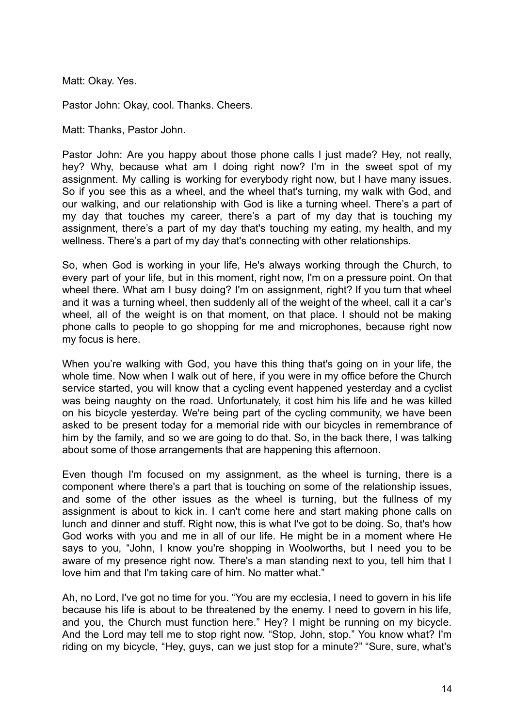Matt: Okay. Yes.

Pastor John: Okay, cool. Thanks. Cheers.

Matt: Thanks, Pastor John.

Pastor John: Are you happy about those phone calls I just made? Hey, not really, hey? Why, because what am I doing right now? I'm in the sweet spot of my assignment. My calling is working for everybody right now, but I have many issues. So if you see this as a wheel, and the wheel that's turning, my walk with God, and our walking, and our relationship with God is like a turning wheel. There's a part of my day that touches my career, there's a part of my day that is touching my assignment, there's a part of my day that's touching my eating, my health, and my wellness. There's a part of my day that's connecting with other relationships.

So, when God is working in your life, He's always working through the Church, to every part of your life, but in this moment, right now, I'm on a pressure point. On that wheel there. What am I busy doing? I'm on assignment, right? If you turn that wheel and it was a turning wheel, then suddenly all of the weight of the wheel, call it a car's wheel, all of the weight is on that moment, on that place. I should not be making phone calls to people to go shopping for me and microphones, because right now my focus is here.

When you're walking with God, you have this thing that's going on in your life, the whole time. Now when I walk out of here, if you were in my office before the Church service started, you will know that a cycling event happened yesterday and a cyclist was being naughty on the road. Unfortunately, it cost him his life and he was killed on his bicycle yesterday. We're being part of the cycling community, we have been asked to be present today for a memorial ride with our bicycles in remembrance of him by the family, and so we are going to do that. So, in the back there, I was talking about some of those arrangements that are happening this afternoon.

Even though I'm focused on my assignment, as the wheel is turning, there is a component where there's a part that is touching on some of the relationship issues, and some of the other issues as the wheel is turning, but the fullness of my assignment is about to kick in. I can't come here and start making phone calls on lunch and dinner and stuff. Right now, this is what I've got to be doing. So, that's how God works with you and me in all of our life. He might be in a moment where He says to you, "John, I know you're shopping in Woolworths, but I need you to be aware of my presence right now. There's a man standing next to you, tell him that I love him and that I'm taking care of him. No matter what."

Ah, no Lord, I've got no time for you. "You are my ecclesia, I need to govern in his life because his life is about to be threatened by the enemy. I need to govern in his life, and you, the Church must function here." Hey? I might be running on my bicycle. And the Lord may tell me to stop right now. "Stop, John, stop." You know what? I'm riding on my bicycle, "Hey, guys, can we just stop for a minute?" "Sure, sure, what's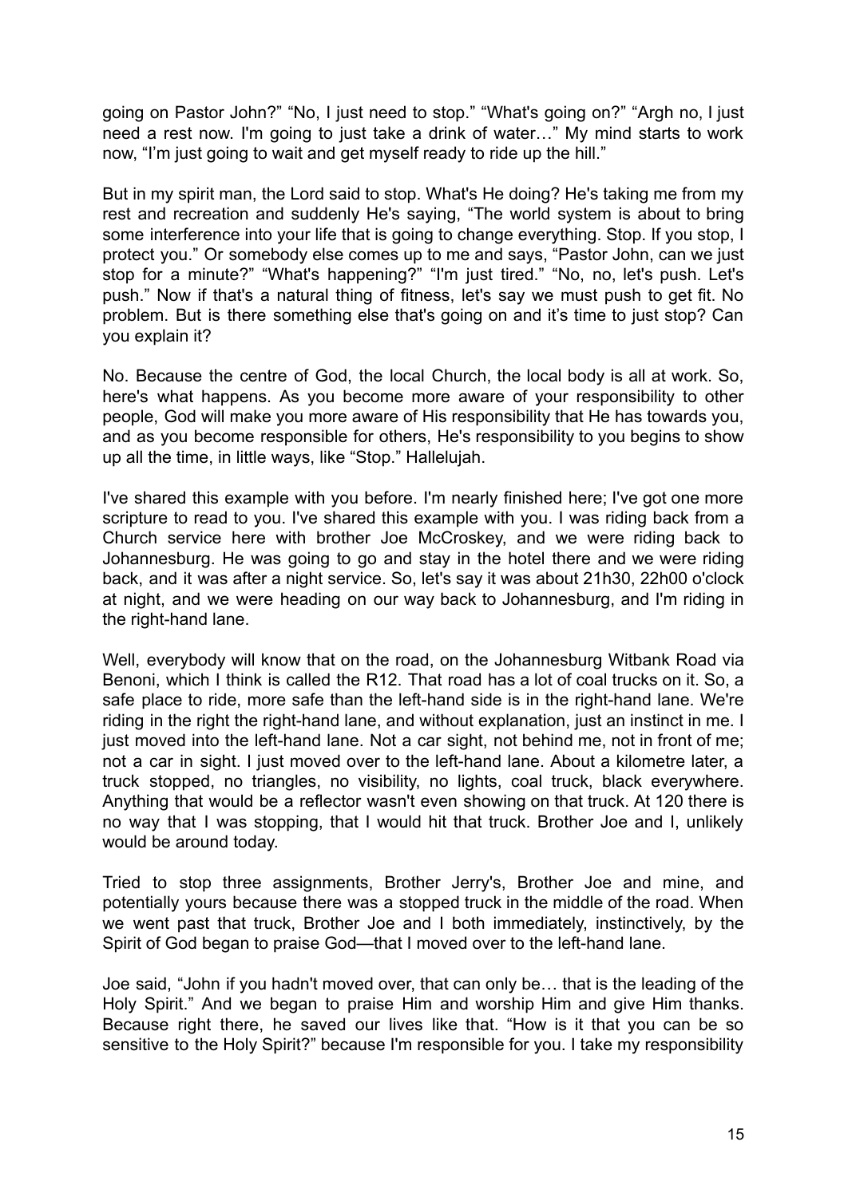going on Pastor John?" "No, I just need to stop." "What's going on?" "Argh no, I just need a rest now. I'm going to just take a drink of water…" My mind starts to work now, "I'm just going to wait and get myself ready to ride up the hill."

But in my spirit man, the Lord said to stop. What's He doing? He's taking me from my rest and recreation and suddenly He's saying, "The world system is about to bring some interference into your life that is going to change everything. Stop. If you stop, I protect you." Or somebody else comes up to me and says, "Pastor John, can we just stop for a minute?" "What's happening?" "I'm just tired." "No, no, let's push. Let's push." Now if that's a natural thing of fitness, let's say we must push to get fit. No problem. But is there something else that's going on and it's time to just stop? Can you explain it?

No. Because the centre of God, the local Church, the local body is all at work. So, here's what happens. As you become more aware of your responsibility to other people, God will make you more aware of His responsibility that He has towards you, and as you become responsible for others, He's responsibility to you begins to show up all the time, in little ways, like "Stop." Hallelujah.

I've shared this example with you before. I'm nearly finished here; I've got one more scripture to read to you. I've shared this example with you. I was riding back from a Church service here with brother Joe McCroskey, and we were riding back to Johannesburg. He was going to go and stay in the hotel there and we were riding back, and it was after a night service. So, let's say it was about 21h30, 22h00 o'clock at night, and we were heading on our way back to Johannesburg, and I'm riding in the right-hand lane.

Well, everybody will know that on the road, on the Johannesburg Witbank Road via Benoni, which I think is called the R12. That road has a lot of coal trucks on it. So, a safe place to ride, more safe than the left-hand side is in the right-hand lane. We're riding in the right the right-hand lane, and without explanation, just an instinct in me. I just moved into the left-hand lane. Not a car sight, not behind me, not in front of me; not a car in sight. I just moved over to the left-hand lane. About a kilometre later, a truck stopped, no triangles, no visibility, no lights, coal truck, black everywhere. Anything that would be a reflector wasn't even showing on that truck. At 120 there is no way that I was stopping, that I would hit that truck. Brother Joe and I, unlikely would be around today.

Tried to stop three assignments, Brother Jerry's, Brother Joe and mine, and potentially yours because there was a stopped truck in the middle of the road. When we went past that truck, Brother Joe and I both immediately, instinctively, by the Spirit of God began to praise God—that I moved over to the left-hand lane.

Joe said, "John if you hadn't moved over, that can only be… that is the leading of the Holy Spirit." And we began to praise Him and worship Him and give Him thanks. Because right there, he saved our lives like that. "How is it that you can be so sensitive to the Holy Spirit?" because I'm responsible for you. I take my responsibility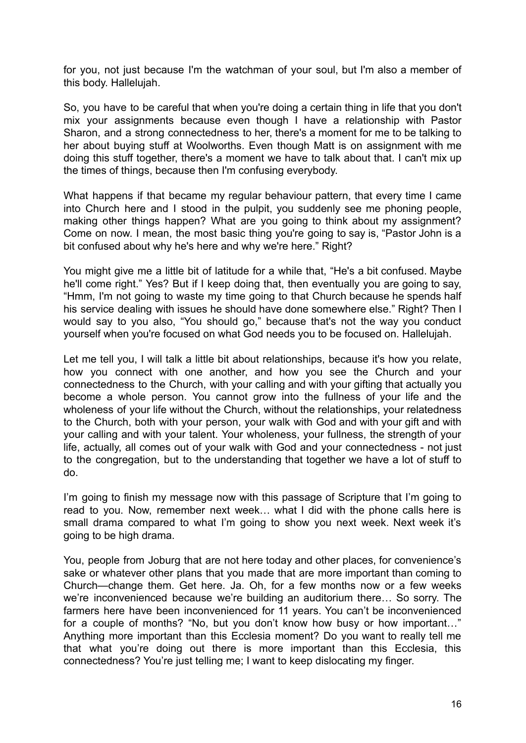for you, not just because I'm the watchman of your soul, but I'm also a member of this body. Hallelujah.

So, you have to be careful that when you're doing a certain thing in life that you don't mix your assignments because even though I have a relationship with Pastor Sharon, and a strong connectedness to her, there's a moment for me to be talking to her about buying stuff at Woolworths. Even though Matt is on assignment with me doing this stuff together, there's a moment we have to talk about that. I can't mix up the times of things, because then I'm confusing everybody.

What happens if that became my regular behaviour pattern, that every time I came into Church here and I stood in the pulpit, you suddenly see me phoning people, making other things happen? What are you going to think about my assignment? Come on now. I mean, the most basic thing you're going to say is, "Pastor John is a bit confused about why he's here and why we're here." Right?

You might give me a little bit of latitude for a while that, "He's a bit confused. Maybe he'll come right." Yes? But if I keep doing that, then eventually you are going to say, "Hmm, I'm not going to waste my time going to that Church because he spends half his service dealing with issues he should have done somewhere else." Right? Then I would say to you also, "You should go," because that's not the way you conduct yourself when you're focused on what God needs you to be focused on. Hallelujah.

Let me tell you, I will talk a little bit about relationships, because it's how you relate, how you connect with one another, and how you see the Church and your connectedness to the Church, with your calling and with your gifting that actually you become a whole person. You cannot grow into the fullness of your life and the wholeness of your life without the Church, without the relationships, your relatedness to the Church, both with your person, your walk with God and with your gift and with your calling and with your talent. Your wholeness, your fullness, the strength of your life, actually, all comes out of your walk with God and your connectedness - not just to the congregation, but to the understanding that together we have a lot of stuff to do.

I'm going to finish my message now with this passage of Scripture that I'm going to read to you. Now, remember next week… what I did with the phone calls here is small drama compared to what I'm going to show you next week. Next week it's going to be high drama.

You, people from Joburg that are not here today and other places, for convenience's sake or whatever other plans that you made that are more important than coming to Church—change them. Get here. Ja. Oh, for a few months now or a few weeks we're inconvenienced because we're building an auditorium there… So sorry. The farmers here have been inconvenienced for 11 years. You can't be inconvenienced for a couple of months? "No, but you don't know how busy or how important…" Anything more important than this Ecclesia moment? Do you want to really tell me that what you're doing out there is more important than this Ecclesia, this connectedness? You're just telling me; I want to keep dislocating my finger.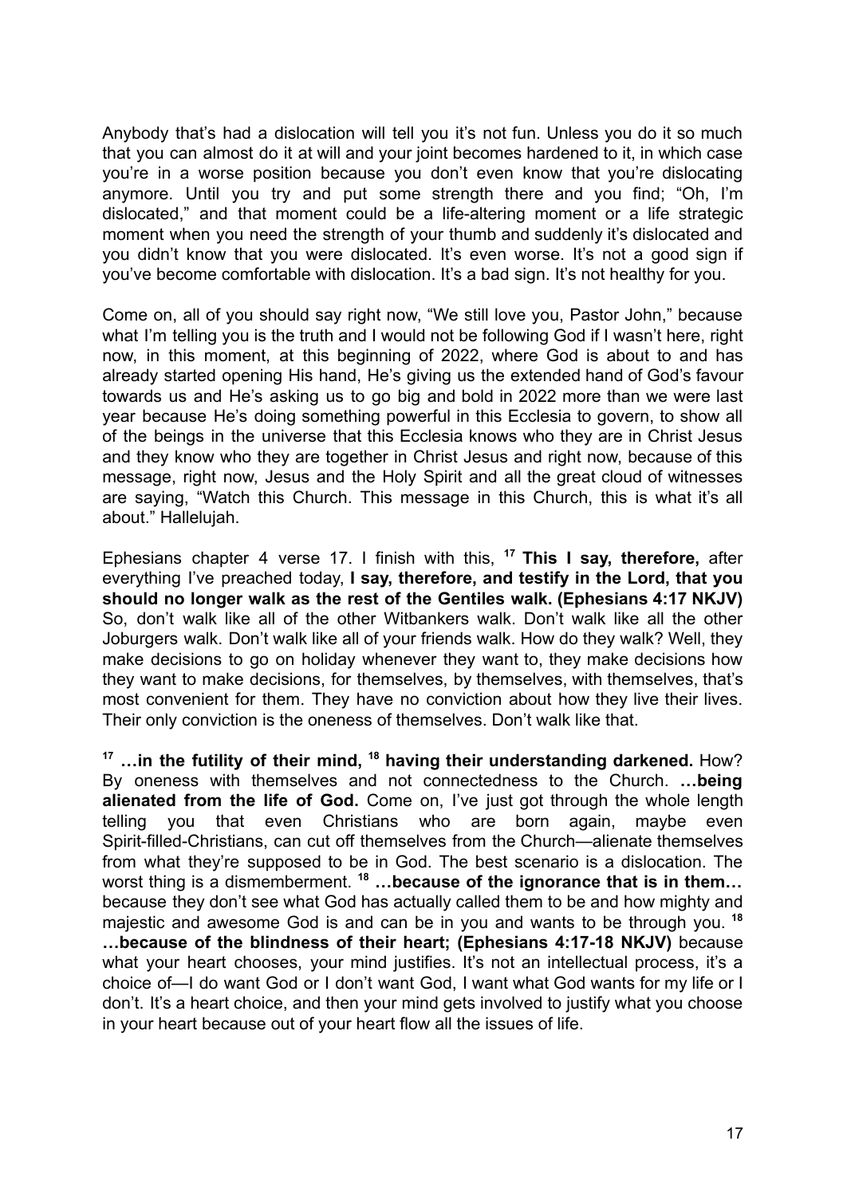Anybody that's had a dislocation will tell you it's not fun. Unless you do it so much that you can almost do it at will and your joint becomes hardened to it, in which case you're in a worse position because you don't even know that you're dislocating anymore. Until you try and put some strength there and you find; "Oh, I'm dislocated," and that moment could be a life-altering moment or a life strategic moment when you need the strength of your thumb and suddenly it's dislocated and you didn't know that you were dislocated. It's even worse. It's not a good sign if you've become comfortable with dislocation. It's a bad sign. It's not healthy for you.

Come on, all of you should say right now, "We still love you, Pastor John," because what I'm telling you is the truth and I would not be following God if I wasn't here, right now, in this moment, at this beginning of 2022, where God is about to and has already started opening His hand, He's giving us the extended hand of God's favour towards us and He's asking us to go big and bold in 2022 more than we were last year because He's doing something powerful in this Ecclesia to govern, to show all of the beings in the universe that this Ecclesia knows who they are in Christ Jesus and they know who they are together in Christ Jesus and right now, because of this message, right now, Jesus and the Holy Spirit and all the great cloud of witnesses are saying, "Watch this Church. This message in this Church, this is what it's all about." Hallelujah.

Ephesians chapter 4 verse 17. I finish with this, [17] **This I say, therefore,** after everything I've preached today, **I say, therefore, and testify in the Lord, that you should no longer walk as the rest of the Gentiles walk. (Ephesians 4:17 NKJV)** So, don't walk like all of the other Witbankers walk. Don't walk like all the other Joburgers walk. Don't walk like all of your friends walk. How do they walk? Well, they make decisions to go on holiday whenever they want to, they make decisions how they want to make decisions, for themselves, by themselves, with themselves, that's most convenient for them. They have no conviction about how they live their lives. Their only conviction is the oneness of themselves. Don't walk like that.

[17] **…in the futility of their mind, [18] having their understanding darkened.** How? By oneness with themselves and not connectedness to the Church. **…being alienated from the life of God.** Come on, I've just got through the whole length telling you that even Christians who are born again, maybe even Spirit-filled-Christians, can cut off themselves from the Church—alienate themselves from what they're supposed to be in God. The best scenario is a dislocation. The worst thing is a dismemberment. [18] **…because of the ignorance that is in them…** because they don't see what God has actually called them to be and how mighty and majestic and awesome God is and can be in you and wants to be through you. [18] **…because of the blindness of their heart; (Ephesians 4:17-18 NKJV)** because what your heart chooses, your mind justifies. It's not an intellectual process, it's a choice of—I do want God or I don't want God, I want what God wants for my life or I don't. It's a heart choice, and then your mind gets involved to justify what you choose in your heart because out of your heart flow all the issues of life.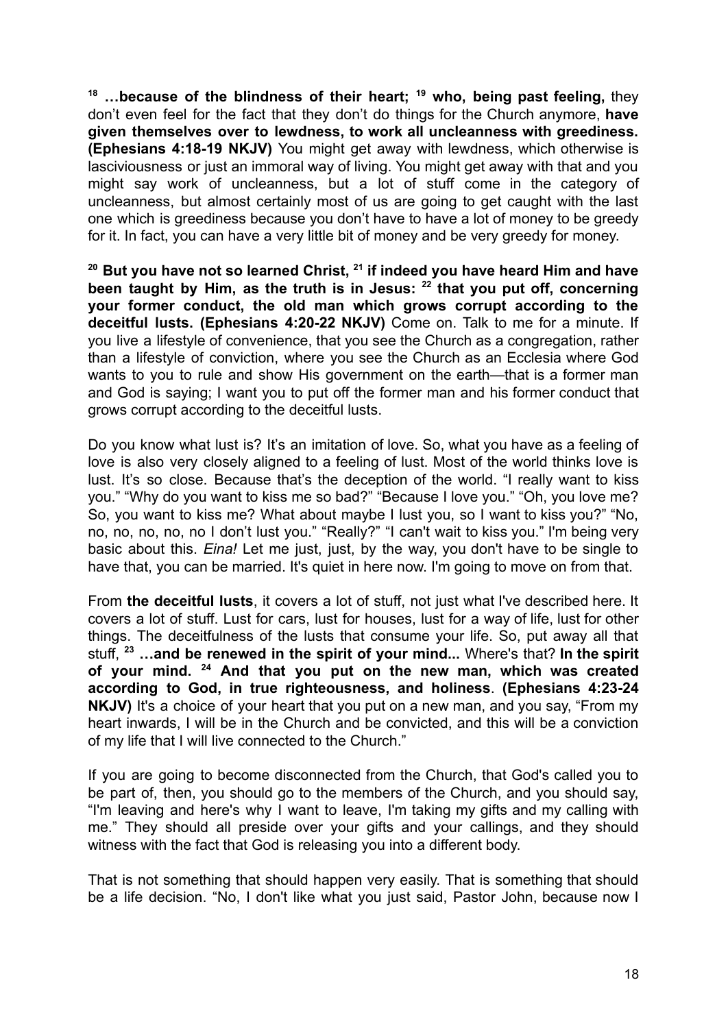[18] **…because of the blindness of their heart;** [19] **who, being past feeling,** they don't even feel for the fact that they don't do things for the Church anymore, **have given themselves over to lewdness, to work all uncleanness with greediness. (Ephesians 4:18-19 NKJV)** You might get away with lewdness, which otherwise is lasciviousness or just an immoral way of living. You might get away with that and you might say work of uncleanness, but a lot of stuff come in the category of uncleanness, but almost certainly most of us are going to get caught with the last one which is greediness because you don't have to have a lot of money to be greedy for it. In fact, you can have a very little bit of money and be very greedy for money.

[20] **But you have not so learned Christ,** [21] **if indeed you have heard Him and have been taught by Him, as the truth is in Jesus:** [22] **that you put off, concerning your former conduct, the old man which grows corrupt according to the deceitful lusts. (Ephesians 4:20-22 NKJV)** Come on. Talk to me for a minute. If you live a lifestyle of convenience, that you see the Church as a congregation, rather than a lifestyle of conviction, where you see the Church as an Ecclesia where God wants to you to rule and show His government on the earth—that is a former man and God is saying; I want you to put off the former man and his former conduct that grows corrupt according to the deceitful lusts.

Do you know what lust is? It's an imitation of love. So, what you have as a feeling of love is also very closely aligned to a feeling of lust. Most of the world thinks love is lust. It's so close. Because that's the deception of the world. "I really want to kiss you." "Why do you want to kiss me so bad?" "Because I love you." "Oh, you love me? So, you want to kiss me? What about maybe I lust you, so I want to kiss you?" "No, no, no, no, no, no I don't lust you." "Really?" "I can't wait to kiss you." I'm being very basic about this. *Eina!* Let me just, just, by the way, you don't have to be single to have that, you can be married. It's quiet in here now. I'm going to move on from that.

From **the deceitful lusts**, it covers a lot of stuff, not just what I've described here. It covers a lot of stuff. Lust for cars, lust for houses, lust for a way of life, lust for other things. The deceitfulness of the lusts that consume your life. So, put away all that stuff, [23] **…and be renewed in the spirit of your mind...** Where's that? **In the spirit of your mind.** [24] **And that you put on the new man, which was created according to God, in true righteousness, and holiness**. **(Ephesians 4:23-24 NKJV)** It's a choice of your heart that you put on a new man, and you say, "From my heart inwards, I will be in the Church and be convicted, and this will be a conviction of my life that I will live connected to the Church."

If you are going to become disconnected from the Church, that God's called you to be part of, then, you should go to the members of the Church, and you should say, "I'm leaving and here's why I want to leave, I'm taking my gifts and my calling with me." They should all preside over your gifts and your callings, and they should witness with the fact that God is releasing you into a different body.

That is not something that should happen very easily. That is something that should be a life decision. "No, I don't like what you just said, Pastor John, because now I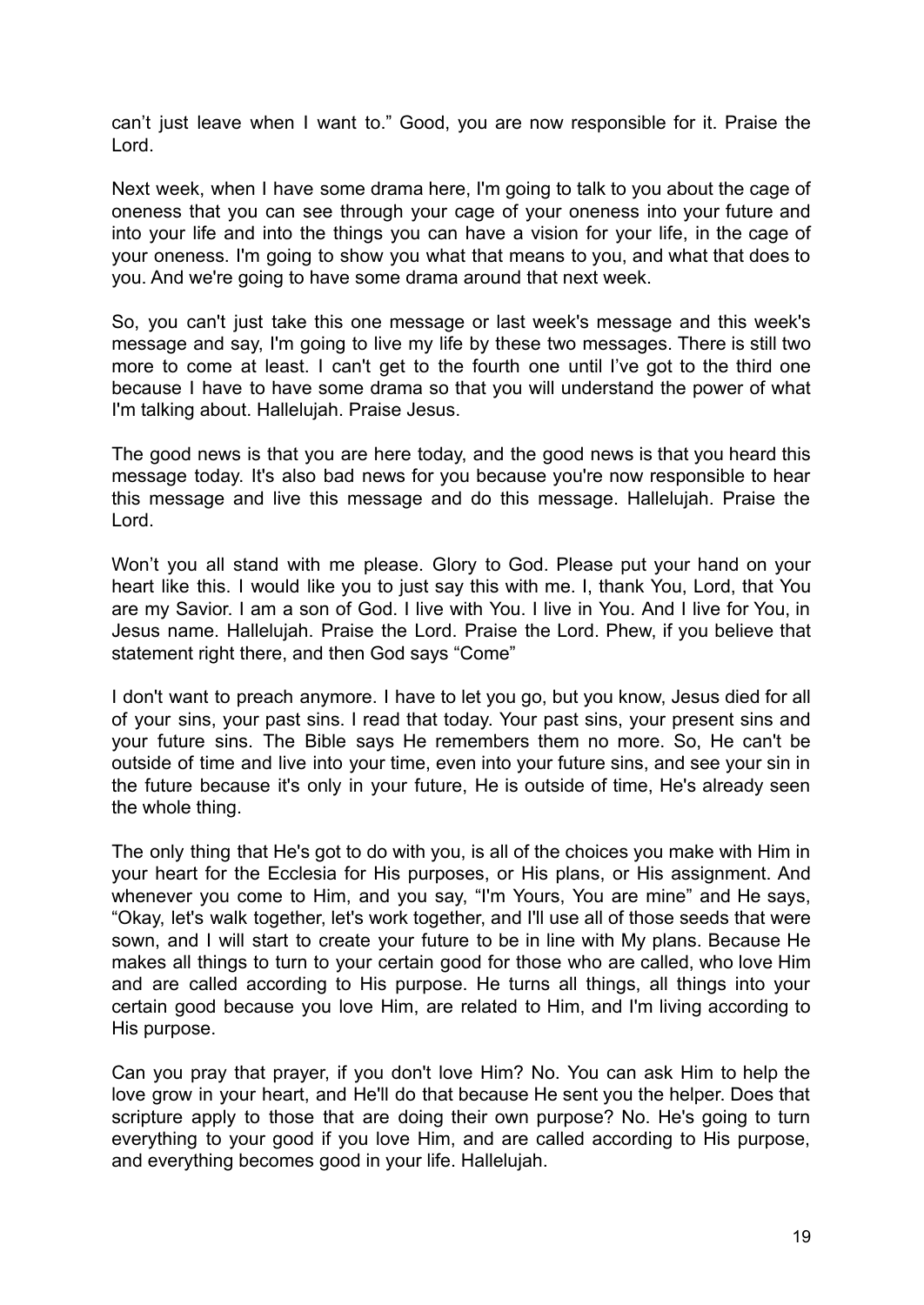can't just leave when I want to." Good, you are now responsible for it. Praise the Lord.

Next week, when I have some drama here, I'm going to talk to you about the cage of oneness that you can see through your cage of your oneness into your future and into your life and into the things you can have a vision for your life, in the cage of your oneness. I'm going to show you what that means to you, and what that does to you. And we're going to have some drama around that next week.

So, you can't just take this one message or last week's message and this week's message and say, I'm going to live my life by these two messages. There is still two more to come at least. I can't get to the fourth one until I've got to the third one because I have to have some drama so that you will understand the power of what I'm talking about. Hallelujah. Praise Jesus.

The good news is that you are here today, and the good news is that you heard this message today. It's also bad news for you because you're now responsible to hear this message and live this message and do this message. Hallelujah. Praise the Lord.

Won't you all stand with me please. Glory to God. Please put your hand on your heart like this. I would like you to just say this with me. I, thank You, Lord, that You are my Savior. I am a son of God. I live with You. I live in You. And I live for You, in Jesus name. Hallelujah. Praise the Lord. Praise the Lord. Phew, if you believe that statement right there, and then God says "Come"

I don't want to preach anymore. I have to let you go, but you know, Jesus died for all of your sins, your past sins. I read that today. Your past sins, your present sins and your future sins. The Bible says He remembers them no more. So, He can't be outside of time and live into your time, even into your future sins, and see your sin in the future because it's only in your future, He is outside of time, He's already seen the whole thing.

The only thing that He's got to do with you, is all of the choices you make with Him in your heart for the Ecclesia for His purposes, or His plans, or His assignment. And whenever you come to Him, and you say, "I'm Yours, You are mine" and He says, "Okay, let's walk together, let's work together, and I'll use all of those seeds that were sown, and I will start to create your future to be in line with My plans. Because He makes all things to turn to your certain good for those who are called, who love Him and are called according to His purpose. He turns all things, all things into your certain good because you love Him, are related to Him, and I'm living according to His purpose.

Can you pray that prayer, if you don't love Him? No. You can ask Him to help the love grow in your heart, and He'll do that because He sent you the helper. Does that scripture apply to those that are doing their own purpose? No. He's going to turn everything to your good if you love Him, and are called according to His purpose, and everything becomes good in your life. Hallelujah.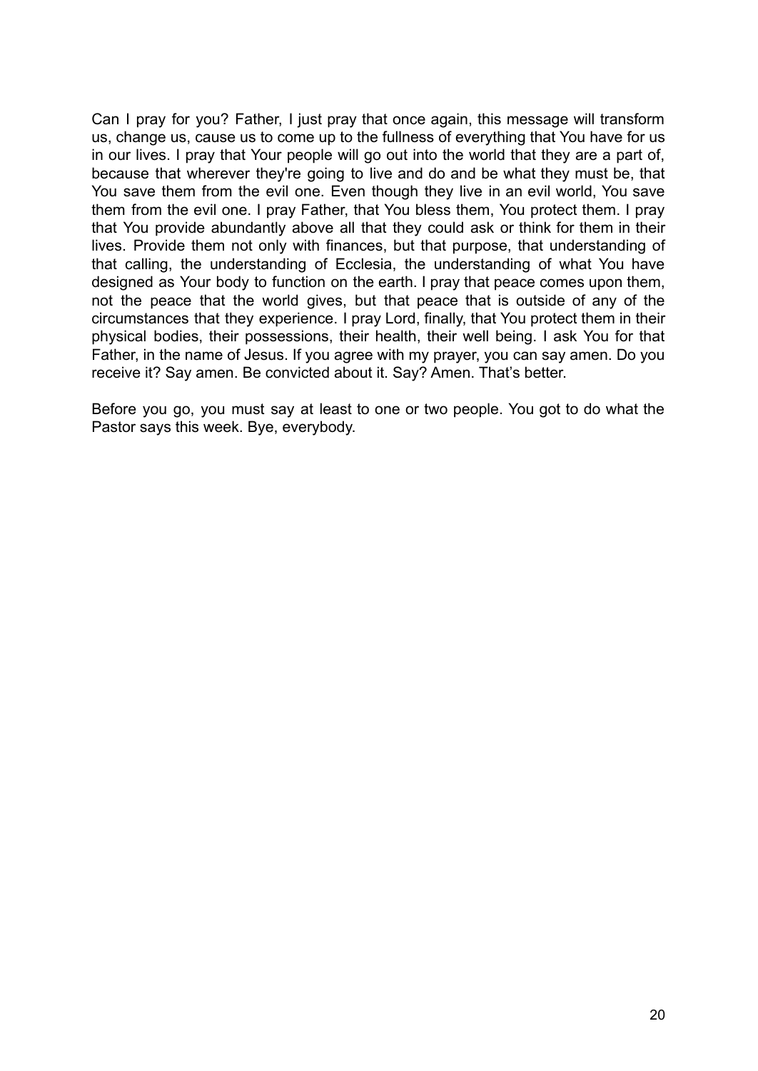Can I pray for you? Father, I just pray that once again, this message will transform us, change us, cause us to come up to the fullness of everything that You have for us in our lives. I pray that Your people will go out into the world that they are a part of, because that wherever they're going to live and do and be what they must be, that You save them from the evil one. Even though they live in an evil world, You save them from the evil one. I pray Father, that You bless them, You protect them. I pray that You provide abundantly above all that they could ask or think for them in their lives. Provide them not only with finances, but that purpose, that understanding of that calling, the understanding of Ecclesia, the understanding of what You have designed as Your body to function on the earth. I pray that peace comes upon them, not the peace that the world gives, but that peace that is outside of any of the circumstances that they experience. I pray Lord, finally, that You protect them in their physical bodies, their possessions, their health, their well being. I ask You for that Father, in the name of Jesus. If you agree with my prayer, you can say amen. Do you receive it? Say amen. Be convicted about it. Say? Amen. That's better.

Before you go, you must say at least to one or two people. You got to do what the Pastor says this week. Bye, everybody.